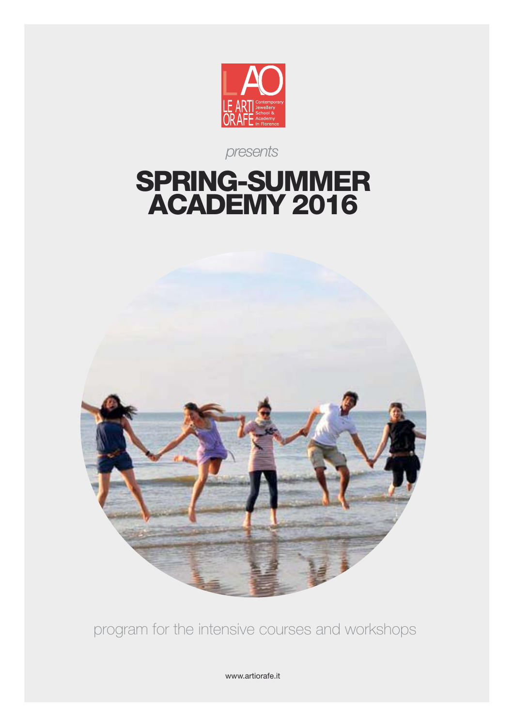LAO
LE ARTI ORAFE
Contemporary Jewellery School & Academy in Florence

*presents*

# SPRING-SUMMER ACADEMY 2016

program for the intensive courses and workshops

www.artiorafe.it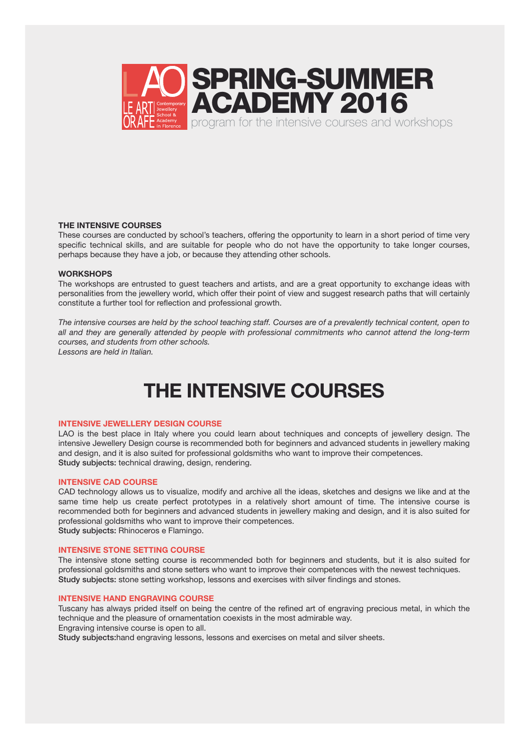# SPRING-SUMMER ACADEMY 2016

program for the intensive courses and workshops

**THE INTENSIVE COURSES**
These courses are conducted by school's teachers, offering the opportunity to learn in a short period of time very specific technical skills, and are suitable for people who do not have the opportunity to take longer courses, perhaps because they have a job, or because they attending other schools.

**WORKSHOPS**
The workshops are entrusted to guest teachers and artists, and are a great opportunity to exchange ideas with personalities from the jewellery world, which offer their point of view and suggest research paths that will certainly constitute a further tool for reflection and professional growth.

*The intensive courses are held by the school teaching staff. Courses are of a prevalently technical content, open to all and they are generally attended by people with professional commitments who cannot attend the long-term courses, and students from other schools.*
*Lessons are held in Italian.*

## THE INTENSIVE COURSES

### INTENSIVE JEWELLERY DESIGN COURSE

LAO is the best place in Italy where you could learn about techniques and concepts of jewellery design. The intensive Jewellery Design course is recommended both for beginners and advanced students in jewellery making and design, and it is also suited for professional goldsmiths who want to improve their competences.
**Study subjects:** technical drawing, design, rendering.

### INTENSIVE CAD COURSE

CAD technology allows us to visualize, modify and archive all the ideas, sketches and designs we like and at the same time help us create perfect prototypes in a relatively short amount of time. The intensive course is recommended both for beginners and advanced students in jewellery making and design, and it is also suited for professional goldsmiths who want to improve their competences.
**Study subjects:** Rhinoceros e Flamingo.

### INTENSIVE STONE SETTING COURSE

The intensive stone setting course is recommended both for beginners and students, but it is also suited for professional goldsmiths and stone setters who want to improve their competences with the newest techniques.
**Study subjects:** stone setting workshop, lessons and exercises with silver findings and stones.

### INTENSIVE HAND ENGRAVING COURSE

Tuscany has always prided itself on being the centre of the refined art of engraving precious metal, in which the technique and the pleasure of ornamentation coexists in the most admirable way.
Engraving intensive course is open to all.
**Study subjects:**hand engraving lessons, lessons and exercises on metal and silver sheets.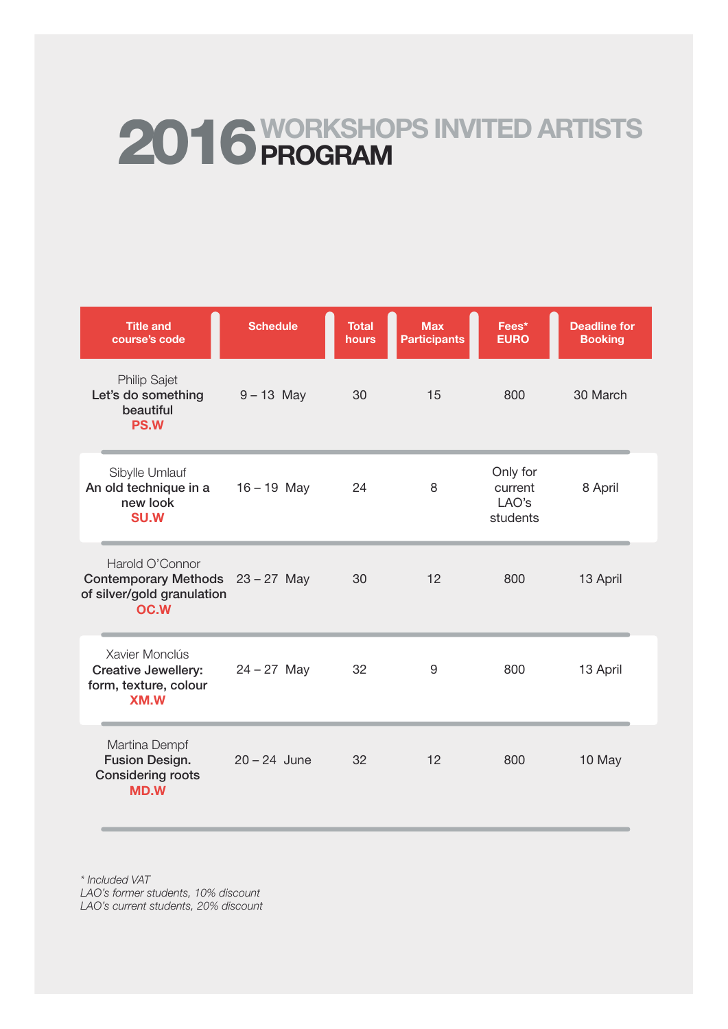# 2016 WORKSHOPS INVITED ARTISTS PROGRAM

| Title and course's code | Schedule | Total hours | Max Participants | Fees* EURO | Deadline for Booking |
|---|---|---|---|---|---|
| Philip Sajet **Let's do something beautiful** **PS.W** | 9 – 13 May | 30 | 15 | 800 | 30 March |
| Sibylle Umlauf **An old technique in a new look** **SU.W** | 16 – 19 May | 24 | 8 | Only for current LAO's students | 8 April |
| Harold O'Connor **Contemporary Methods of silver/gold granulation** **OC.W** | 23 – 27 May | 30 | 12 | 800 | 13 April |
| Xavier Monclús **Creative Jewellery: form, texture, colour** **XM.W** | 24 – 27 May | 32 | 9 | 800 | 13 April |
| Martina Dempf **Fusion Design. Considering roots** **MD.W** | 20 – 24 June | 32 | 12 | 800 | 10 May |

*\* Included VAT*
*LAO's former students, 10% discount*
*LAO's current students, 20% discount*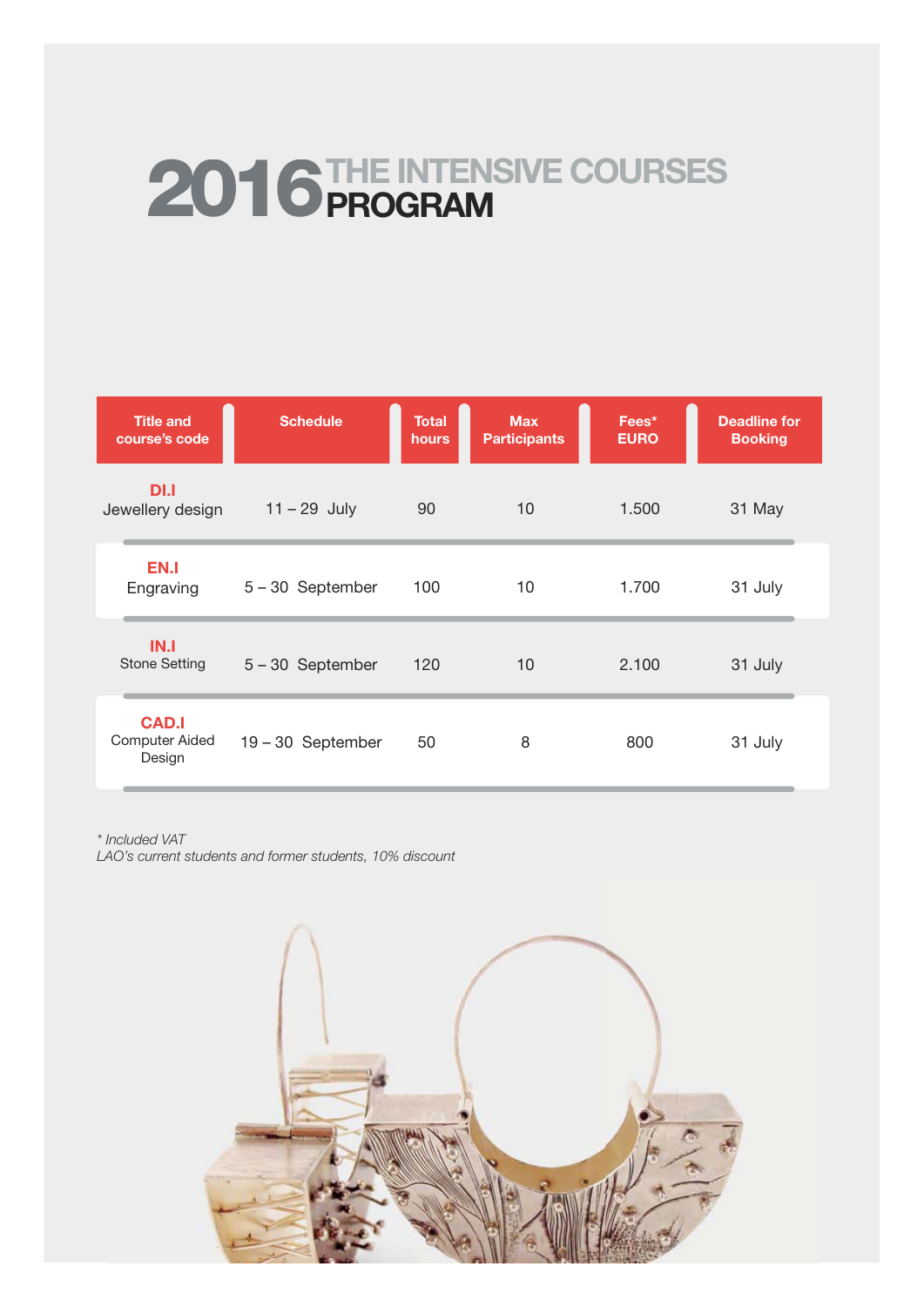# 2016 THE INTENSIVE COURSES PROGRAM

| Title and course's code | Schedule | Total hours | Max Participants | Fees* EURO | Deadline for Booking |
| --- | --- | --- | --- | --- | --- |
| **DI.I** Jewellery design | 11 – 29 July | 90 | 10 | 1.500 | 31 May |
| **EN.I** Engraving | 5 – 30 September | 100 | 10 | 1.700 | 31 July |
| **IN.I** Stone Setting | 5 – 30 September | 120 | 10 | 2.100 | 31 July |
| **CAD.I** Computer Aided Design | 19 – 30 September | 50 | 8 | 800 | 31 July |

*\* Included VAT*
*LAO's current students and former students, 10% discount*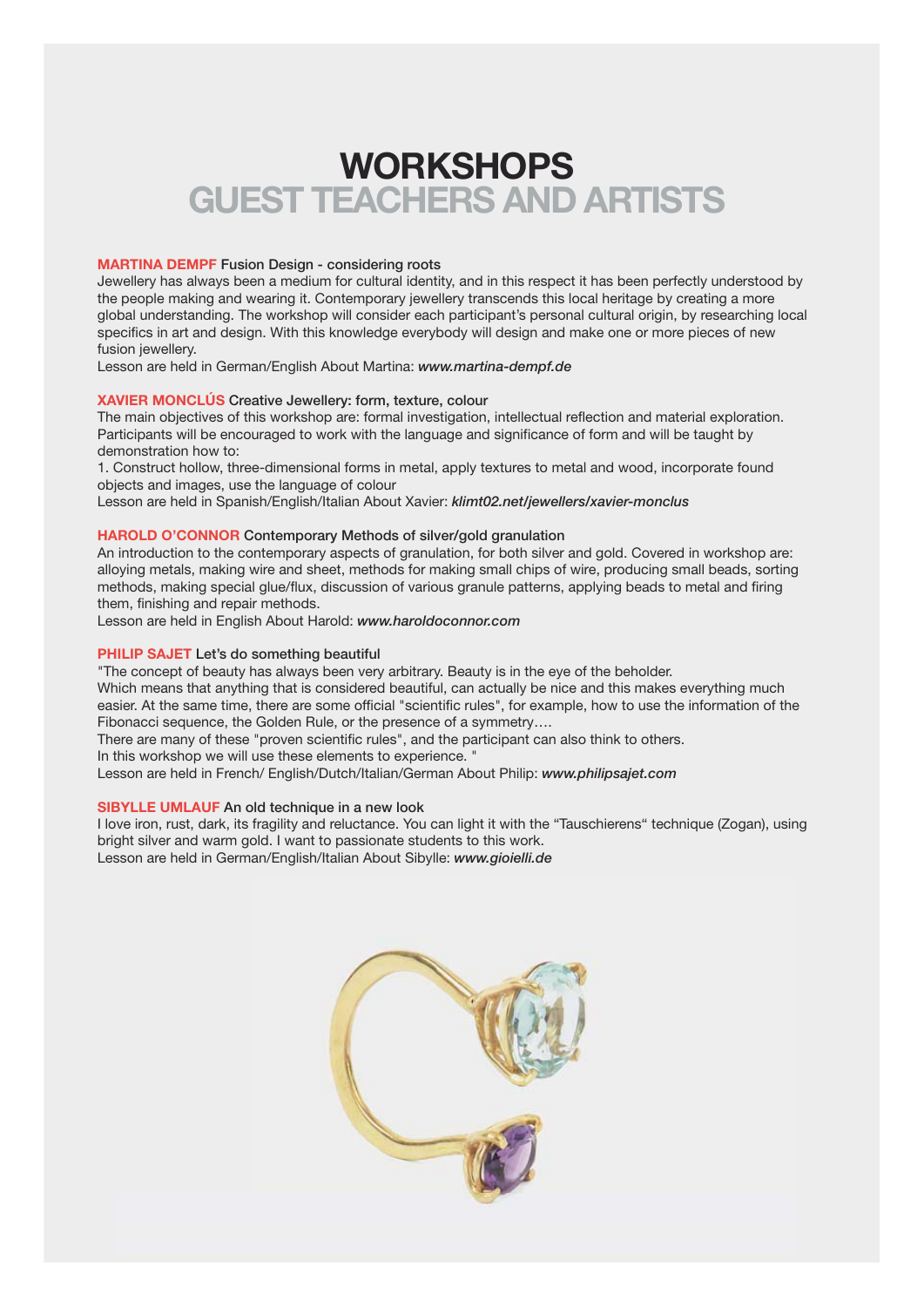# WORKSHOPS
## GUEST TEACHERS AND ARTISTS

**MARTINA DEMPF** **Fusion Design - considering roots**
Jewellery has always been a medium for cultural identity, and in this respect it has been perfectly understood by the people making and wearing it. Contemporary jewellery transcends this local heritage by creating a more global understanding. The workshop will consider each participant's personal cultural origin, by researching local specifics in art and design. With this knowledge everybody will design and make one or more pieces of new fusion jewellery.
Lesson are held in German/English About Martina: ***www.martina-dempf.de***

**XAVIER MONCLÚS** **Creative Jewellery: form, texture, colour**
The main objectives of this workshop are: formal investigation, intellectual reflection and material exploration. Participants will be encouraged to work with the language and significance of form and will be taught by demonstration how to:
1. Construct hollow, three-dimensional forms in metal, apply textures to metal and wood, incorporate found objects and images, use the language of colour
Lesson are held in Spanish/English/Italian About Xavier: ***klimt02.net/jewellers/xavier-monclus***

**HAROLD O'CONNOR** **Contemporary Methods of silver/gold granulation**
An introduction to the contemporary aspects of granulation, for both silver and gold. Covered in workshop are: alloying metals, making wire and sheet, methods for making small chips of wire, producing small beads, sorting methods, making special glue/flux, discussion of various granule patterns, applying beads to metal and firing them, finishing and repair methods.
Lesson are held in English About Harold: ***www.haroldoconnor.com***

**PHILIP SAJET** **Let's do something beautiful**
"The concept of beauty has always been very arbitrary. Beauty is in the eye of the beholder.
Which means that anything that is considered beautiful, can actually be nice and this makes everything much easier. At the same time, there are some official "scientific rules", for example, how to use the information of the Fibonacci sequence, the Golden Rule, or the presence of a symmetry….
There are many of these "proven scientific rules", and the participant can also think to others.
In this workshop we will use these elements to experience. "
Lesson are held in French/ English/Dutch/Italian/German About Philip: ***www.philipsajet.com***

**SIBYLLE UMLAUF** **An old technique in a new look**
I love iron, rust, dark, its fragility and reluctance. You can light it with the "Tauschierens" technique (Zogan), using bright silver and warm gold. I want to passionate students to this work.
Lesson are held in German/English/Italian About Sibylle: ***www.gioielli.de***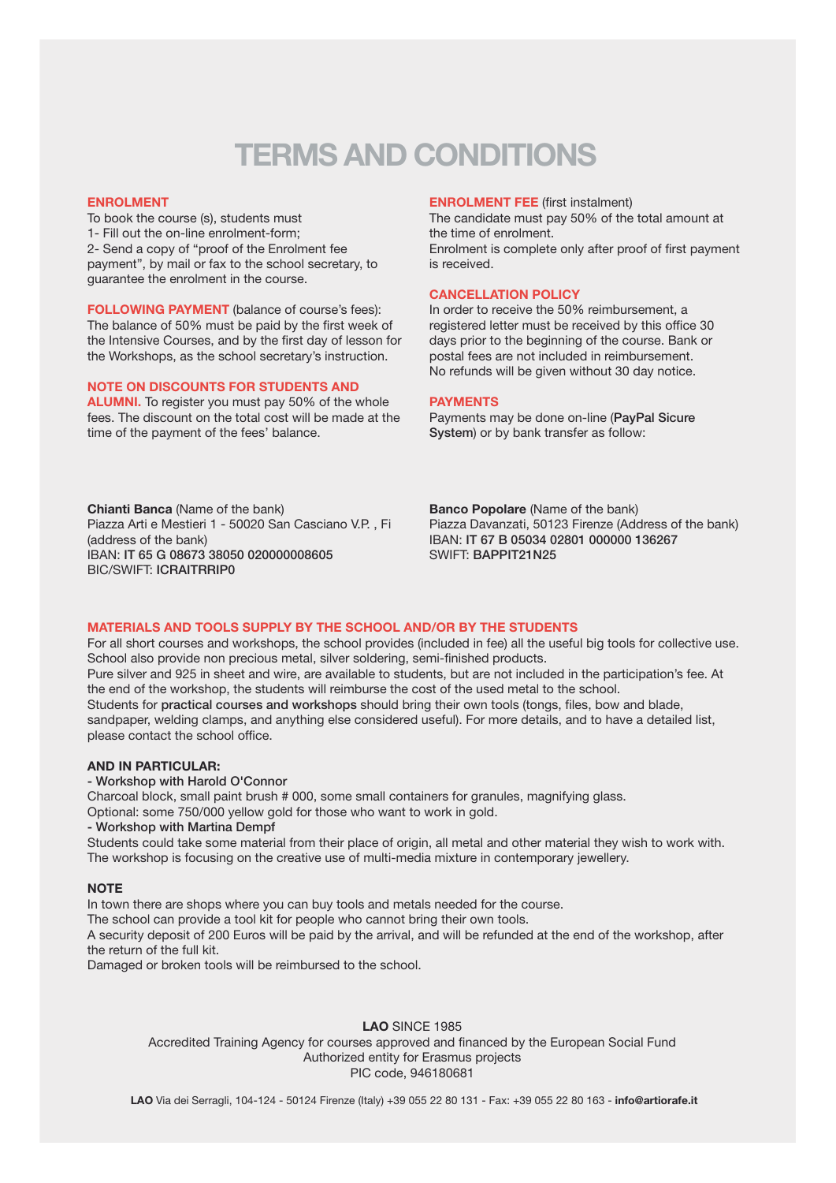# TERMS AND CONDITIONS

### ENROLMENT

To book the course (s), students must
1- Fill out the on-line enrolment-form;
2- Send a copy of "proof of the Enrolment fee payment", by mail or fax to the school secretary, to guarantee the enrolment in the course.

### FOLLOWING PAYMENT (balance of course's fees):

The balance of 50% must be paid by the first week of the Intensive Courses, and by the first day of lesson for the Workshops, as the school secretary's instruction.

### NOTE ON DISCOUNTS FOR STUDENTS AND ALUMNI.

To register you must pay 50% of the whole fees. The discount on the total cost will be made at the time of the payment of the fees' balance.

### ENROLMENT FEE (first instalment)

The candidate must pay 50% of the total amount at the time of enrolment.
Enrolment is complete only after proof of first payment is received.

### CANCELLATION POLICY

In order to receive the 50% reimbursement, a registered letter must be received by this office 30 days prior to the beginning of the course. Bank or postal fees are not included in reimbursement.
No refunds will be given without 30 day notice.

### PAYMENTS

Payments may be done on-line (**PayPal Sicure System**) or by bank transfer as follow:

**Chianti Banca** (Name of the bank)
Piazza Arti e Mestieri 1 - 50020 San Casciano V.P. , Fi (address of the bank)
IBAN: **IT 65 G 08673 38050 020000008605**
BIC/SWIFT: **ICRAITRRIP0**

**Banco Popolare** (Name of the bank)
Piazza Davanzati, 50123 Firenze (Address of the bank)
IBAN: **IT 67 B 05034 02801 000000 136267**
SWIFT: **BAPPIT21N25**

### MATERIALS AND TOOLS SUPPLY BY THE SCHOOL AND/OR BY THE STUDENTS

For all short courses and workshops, the school provides (included in fee) all the useful big tools for collective use. School also provide non precious metal, silver soldering, semi-finished products.
Pure silver and 925 in sheet and wire, are available to students, but are not included in the participation's fee. At the end of the workshop, the students will reimburse the cost of the used metal to the school.
Students for **practical courses and workshops** should bring their own tools (tongs, files, bow and blade, sandpaper, welding clamps, and anything else considered useful). For more details, and to have a detailed list, please contact the school office.

**AND IN PARTICULAR:**

**- Workshop with Harold O'Connor**
Charcoal block, small paint brush # 000, some small containers for granules, magnifying glass.
Optional: some 750/000 yellow gold for those who want to work in gold.

**- Workshop with Martina Dempf**
Students could take some material from their place of origin, all metal and other material they wish to work with.
The workshop is focusing on the creative use of multi-media mixture in contemporary jewellery.

**NOTE**

In town there are shops where you can buy tools and metals needed for the course.
The school can provide a tool kit for people who cannot bring their own tools.
A security deposit of 200 Euros will be paid by the arrival, and will be refunded at the end of the workshop, after the return of the full kit.
Damaged or broken tools will be reimbursed to the school.

**LAO** SINCE 1985
Accredited Training Agency for courses approved and financed by the European Social Fund
Authorized entity for Erasmus projects
PIC code, 946180681

**LAO** Via dei Serragli, 104-124 - 50124 Firenze (Italy) +39 055 22 80 131 - Fax: +39 055 22 80 163 - **info@artiorafe.it**